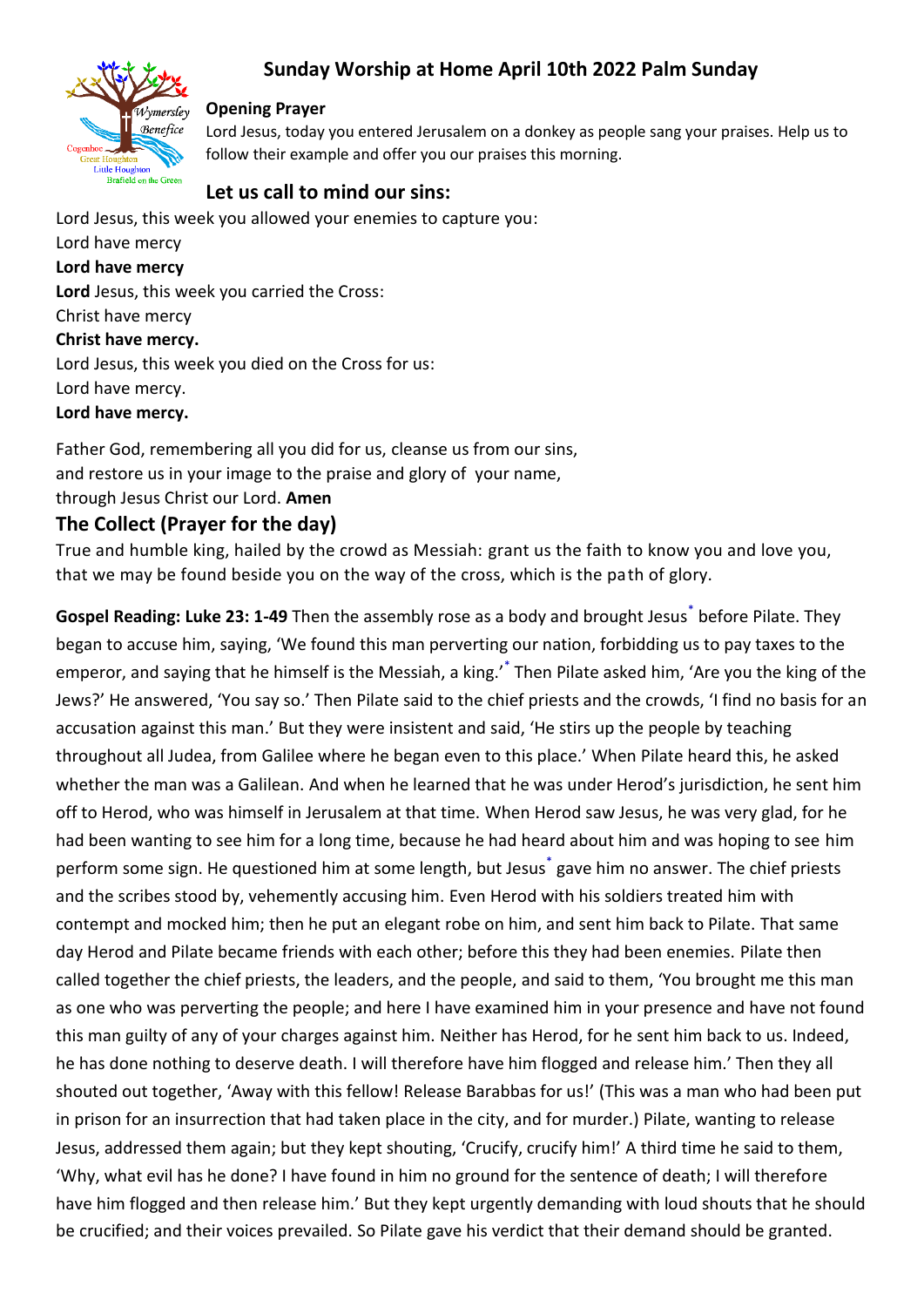# Sunday Worship at Home April 10th 2022 Palm Sunday

**Opening Prayer**

Lord Jesus, today you entered Jerusalem on a donkey as people sang your praises. Help us to follow their example and offer you our praises this morning.

## Let us call to mind our sins:

Lord Jesus, this week you allowed your enemies to capture you:
Lord have mercy
**Lord have mercy**
**Lord** Jesus, this week you carried the Cross:
Christ have mercy
**Christ have mercy.**
Lord Jesus, this week you died on the Cross for us:
Lord have mercy.
**Lord have mercy.**

Father God, remembering all you did for us, cleanse us from our sins,
and restore us in your image to the praise and glory of your name,
through Jesus Christ our Lord. **Amen**

## The Collect (Prayer for the day)

True and humble king, hailed by the crowd as Messiah: grant us the faith to know you and love you, that we may be found beside you on the way of the cross, which is the path of glory.

**Gospel Reading: Luke 23: 1-49** Then the assembly rose as a body and brought Jesus[*] before Pilate. They began to accuse him, saying, 'We found this man perverting our nation, forbidding us to pay taxes to the emperor, and saying that he himself is the Messiah, a king.'[*] Then Pilate asked him, 'Are you the king of the Jews?' He answered, 'You say so.' Then Pilate said to the chief priests and the crowds, 'I find no basis for an accusation against this man.' But they were insistent and said, 'He stirs up the people by teaching throughout all Judea, from Galilee where he began even to this place.' When Pilate heard this, he asked whether the man was a Galilean. And when he learned that he was under Herod's jurisdiction, he sent him off to Herod, who was himself in Jerusalem at that time. When Herod saw Jesus, he was very glad, for he had been wanting to see him for a long time, because he had heard about him and was hoping to see him perform some sign. He questioned him at some length, but Jesus[*] gave him no answer. The chief priests and the scribes stood by, vehemently accusing him. Even Herod with his soldiers treated him with contempt and mocked him; then he put an elegant robe on him, and sent him back to Pilate. That same day Herod and Pilate became friends with each other; before this they had been enemies. Pilate then called together the chief priests, the leaders, and the people, and said to them, 'You brought me this man as one who was perverting the people; and here I have examined him in your presence and have not found this man guilty of any of your charges against him. Neither has Herod, for he sent him back to us. Indeed, he has done nothing to deserve death. I will therefore have him flogged and release him.' Then they all shouted out together, 'Away with this fellow! Release Barabbas for us!' (This was a man who had been put in prison for an insurrection that had taken place in the city, and for murder.) Pilate, wanting to release Jesus, addressed them again; but they kept shouting, 'Crucify, crucify him!' A third time he said to them, 'Why, what evil has he done? I have found in him no ground for the sentence of death; I will therefore have him flogged and then release him.' But they kept urgently demanding with loud shouts that he should be crucified; and their voices prevailed. So Pilate gave his verdict that their demand should be granted.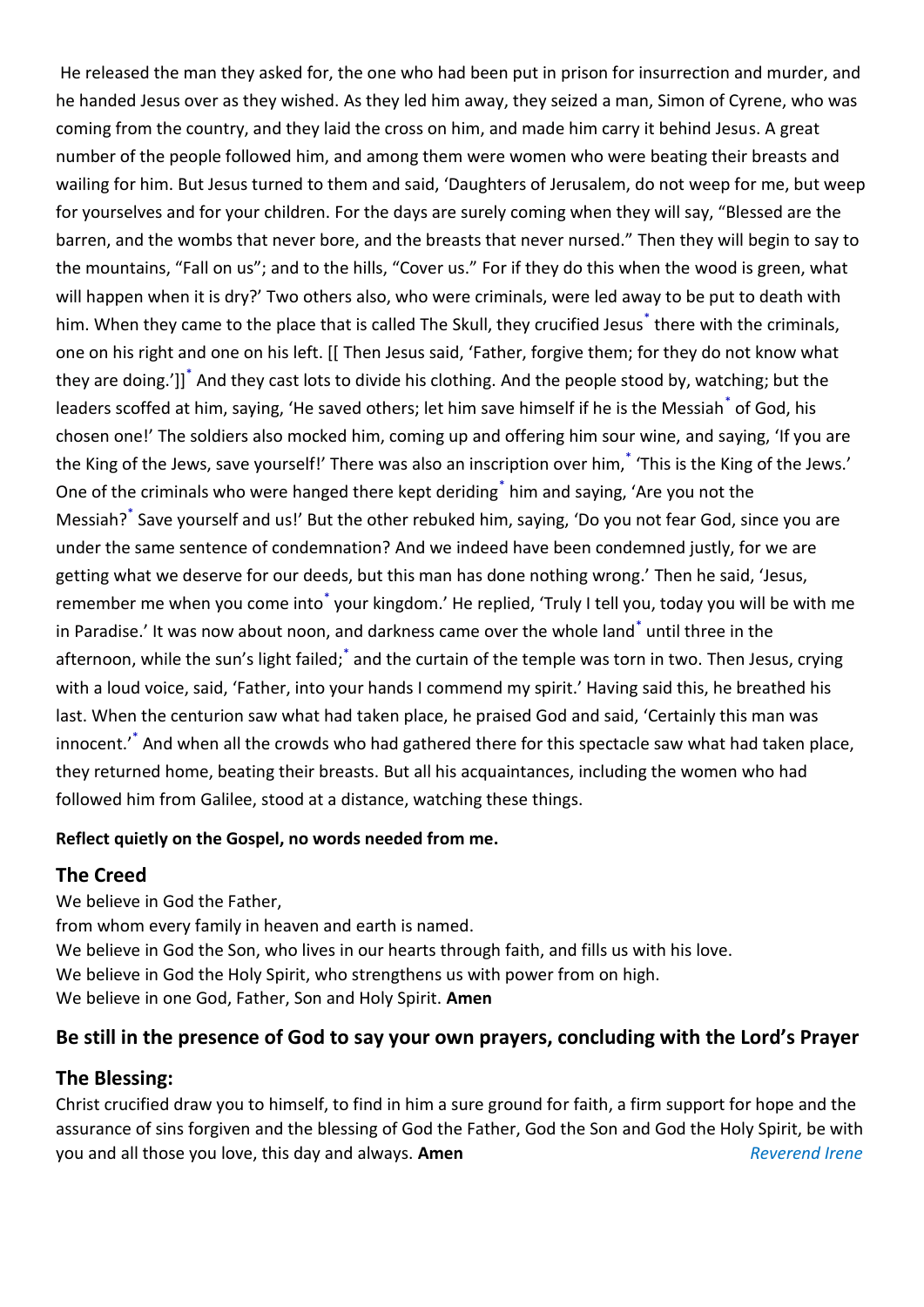He released the man they asked for, the one who had been put in prison for insurrection and murder, and he handed Jesus over as they wished. As they led him away, they seized a man, Simon of Cyrene, who was coming from the country, and they laid the cross on him, and made him carry it behind Jesus. A great number of the people followed him, and among them were women who were beating their breasts and wailing for him. But Jesus turned to them and said, 'Daughters of Jerusalem, do not weep for me, but weep for yourselves and for your children. For the days are surely coming when they will say, "Blessed are the barren, and the wombs that never bore, and the breasts that never nursed." Then they will begin to say to the mountains, "Fall on us"; and to the hills, "Cover us." For if they do this when the wood is green, what will happen when it is dry?' Two others also, who were criminals, were led away to be put to death with him. When they came to the place that is called The Skull, they crucified Jesus* there with the criminals, one on his right and one on his left. [[ Then Jesus said, 'Father, forgive them; for they do not know what they are doing.']]* And they cast lots to divide his clothing. And the people stood by, watching; but the leaders scoffed at him, saying, 'He saved others; let him save himself if he is the Messiah* of God, his chosen one!' The soldiers also mocked him, coming up and offering him sour wine, and saying, 'If you are the King of the Jews, save yourself!' There was also an inscription over him,* 'This is the King of the Jews.' One of the criminals who were hanged there kept deriding* him and saying, 'Are you not the Messiah?* Save yourself and us!' But the other rebuked him, saying, 'Do you not fear God, since you are under the same sentence of condemnation? And we indeed have been condemned justly, for we are getting what we deserve for our deeds, but this man has done nothing wrong.' Then he said, 'Jesus, remember me when you come into* your kingdom.' He replied, 'Truly I tell you, today you will be with me in Paradise.' It was now about noon, and darkness came over the whole land* until three in the afternoon, while the sun's light failed;* and the curtain of the temple was torn in two. Then Jesus, crying with a loud voice, said, 'Father, into your hands I commend my spirit.' Having said this, he breathed his last. When the centurion saw what had taken place, he praised God and said, 'Certainly this man was innocent.'* And when all the crowds who had gathered there for this spectacle saw what had taken place, they returned home, beating their breasts. But all his acquaintances, including the women who had followed him from Galilee, stood at a distance, watching these things.

**Reflect quietly on the Gospel, no words needed from me.**

## The Creed

We believe in God the Father,
from whom every family in heaven and earth is named.
We believe in God the Son, who lives in our hearts through faith, and fills us with his love.
We believe in God the Holy Spirit, who strengthens us with power from on high.
We believe in one God, Father, Son and Holy Spirit. **Amen**

## Be still in the presence of God to say your own prayers, concluding with the Lord's Prayer

## The Blessing:

Christ crucified draw you to himself, to find in him a sure ground for faith, a firm support for hope and the assurance of sins forgiven and the blessing of God the Father, God the Son and God the Holy Spirit, be with you and all those you love, this day and always. **Amen**

*Reverend Irene*